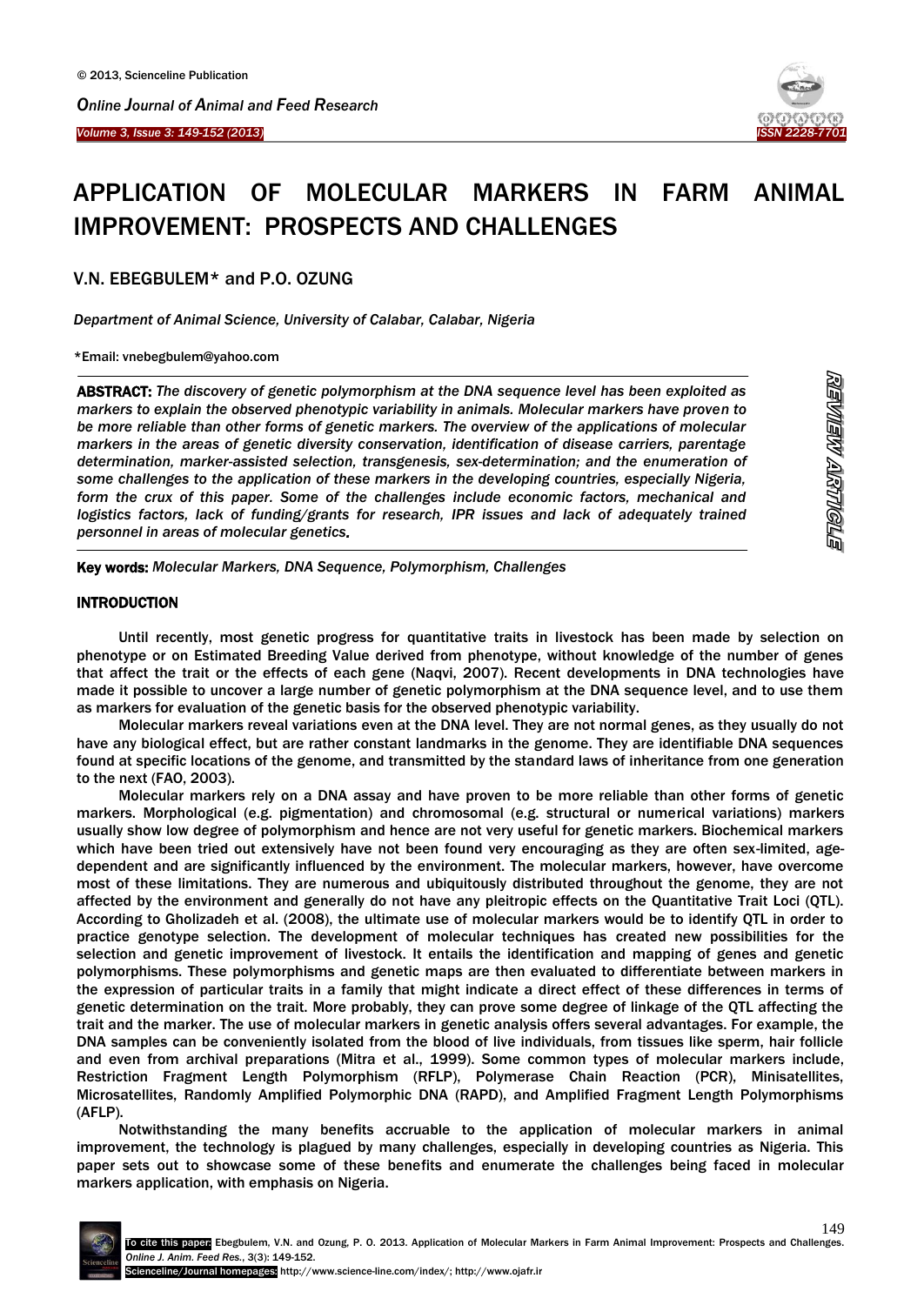# APPLICATION OF MOLECULAR MARKERS IN FARM ANIMAL IMPROVEMENT: PROSPECTS AND CHALLENGES

V.N. EBEGBULEM* and P.O. OZUNG

*Department of Animal Science, University of Calabar, Calabar, Nigeria*

*Email: vnebegbulem@yahoo.com

**ABSTRACT:** *The discovery of genetic polymorphism at the DNA sequence level has been exploited as markers to explain the observed phenotypic variability in animals. Molecular markers have proven to be more reliable than other forms of genetic markers. The overview of the applications of molecular markers in the areas of genetic diversity conservation, identification of disease carriers, parentage determination, marker-assisted selection, transgenesis, sex-determination; and the enumeration of some challenges to the application of these markers in the developing countries, especially Nigeria, form the crux of this paper. Some of the challenges include economic factors, mechanical and logistics factors, lack of funding/grants for research, IPR issues and lack of adequately trained personnel in areas of molecular genetics.*

**Key words:** *Molecular Markers, DNA Sequence, Polymorphism, Challenges*

## INTRODUCTION

Until recently, most genetic progress for quantitative traits in livestock has been made by selection on phenotype or on Estimated Breeding Value derived from phenotype, without knowledge of the number of genes that affect the trait or the effects of each gene (Naqvi, 2007). Recent developments in DNA technologies have made it possible to uncover a large number of genetic polymorphism at the DNA sequence level, and to use them as markers for evaluation of the genetic basis for the observed phenotypic variability.

Molecular markers reveal variations even at the DNA level. They are not normal genes, as they usually do not have any biological effect, but are rather constant landmarks in the genome. They are identifiable DNA sequences found at specific locations of the genome, and transmitted by the standard laws of inheritance from one generation to the next (FAO, 2003).

Molecular markers rely on a DNA assay and have proven to be more reliable than other forms of genetic markers. Morphological (e.g. pigmentation) and chromosomal (e.g. structural or numerical variations) markers usually show low degree of polymorphism and hence are not very useful for genetic markers. Biochemical markers which have been tried out extensively have not been found very encouraging as they are often sex-limited, age-dependent and are significantly influenced by the environment. The molecular markers, however, have overcome most of these limitations. They are numerous and ubiquitously distributed throughout the genome, they are not affected by the environment and generally do not have any pleitropic effects on the Quantitative Trait Loci (QTL). According to Gholizadeh et al. (2008), the ultimate use of molecular markers would be to identify QTL in order to practice genotype selection. The development of molecular techniques has created new possibilities for the selection and genetic improvement of livestock. It entails the identification and mapping of genes and genetic polymorphisms. These polymorphisms and genetic maps are then evaluated to differentiate between markers in the expression of particular traits in a family that might indicate a direct effect of these differences in terms of genetic determination on the trait. More probably, they can prove some degree of linkage of the QTL affecting the trait and the marker. The use of molecular markers in genetic analysis offers several advantages. For example, the DNA samples can be conveniently isolated from the blood of live individuals, from tissues like sperm, hair follicle and even from archival preparations (Mitra et al., 1999). Some common types of molecular markers include, Restriction Fragment Length Polymorphism (RFLP), Polymerase Chain Reaction (PCR), Minisatellites, Microsatellites, Randomly Amplified Polymorphic DNA (RAPD), and Amplified Fragment Length Polymorphisms (AFLP).

Notwithstanding the many benefits accruable to the application of molecular markers in animal improvement, the technology is plagued by many challenges, especially in developing countries as Nigeria. This paper sets out to showcase some of these benefits and enumerate the challenges being faced in molecular markers application, with emphasis on Nigeria.

To cite this paper: Ebegbulem, V.N. and Ozung, P. O. 2013. Application of Molecular Markers in Farm Animal Improvement: Prospects and Challenges. *Online J. Anim. Feed Res.*, 3(3): 149-152.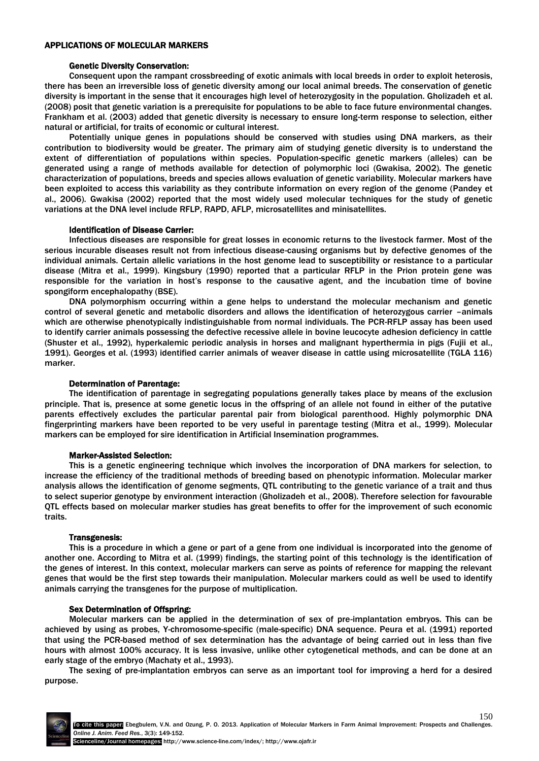## APPLICATIONS OF MOLECULAR MARKERS

### Genetic Diversity Conservation:

Consequent upon the rampant crossbreeding of exotic animals with local breeds in order to exploit heterosis, there has been an irreversible loss of genetic diversity among our local animal breeds. The conservation of genetic diversity is important in the sense that it encourages high level of heterozygosity in the population. Gholizadeh et al. (2008) posit that genetic variation is a prerequisite for populations to be able to face future environmental changes. Frankham et al. (2003) added that genetic diversity is necessary to ensure long-term response to selection, either natural or artificial, for traits of economic or cultural interest.

Potentially unique genes in populations should be conserved with studies using DNA markers, as their contribution to biodiversity would be greater. The primary aim of studying genetic diversity is to understand the extent of differentiation of populations within species. Population-specific genetic markers (alleles) can be generated using a range of methods available for detection of polymorphic loci (Gwakisa, 2002). The genetic characterization of populations, breeds and species allows evaluation of genetic variability. Molecular markers have been exploited to access this variability as they contribute information on every region of the genome (Pandey et al., 2006). Gwakisa (2002) reported that the most widely used molecular techniques for the study of genetic variations at the DNA level include RFLP, RAPD, AFLP, microsatellites and minisatellites.

### Identification of Disease Carrier:

Infectious diseases are responsible for great losses in economic returns to the livestock farmer. Most of the serious incurable diseases result not from infectious disease-causing organisms but by defective genomes of the individual animals. Certain allelic variations in the host genome lead to susceptibility or resistance to a particular disease (Mitra et al., 1999). Kingsbury (1990) reported that a particular RFLP in the Prion protein gene was responsible for the variation in host's response to the causative agent, and the incubation time of bovine spongiform encephalopathy (BSE).

DNA polymorphism occurring within a gene helps to understand the molecular mechanism and genetic control of several genetic and metabolic disorders and allows the identification of heterozygous carrier –animals which are otherwise phenotypically indistinguishable from normal individuals. The PCR-RFLP assay has been used to identify carrier animals possessing the defective recessive allele in bovine leucocyte adhesion deficiency in cattle (Shuster et al., 1992), hyperkalemic periodic analysis in horses and malignant hyperthermia in pigs (Fujii et al., 1991). Georges et al. (1993) identified carrier animals of weaver disease in cattle using microsatellite (TGLA 116) marker.

### Determination of Parentage:

The identification of parentage in segregating populations generally takes place by means of the exclusion principle. That is, presence at some genetic locus in the offspring of an allele not found in either of the putative parents effectively excludes the particular parental pair from biological parenthood. Highly polymorphic DNA fingerprinting markers have been reported to be very useful in parentage testing (Mitra et al., 1999). Molecular markers can be employed for sire identification in Artificial Insemination programmes.

### Marker-Assisted Selection:

This is a genetic engineering technique which involves the incorporation of DNA markers for selection, to increase the efficiency of the traditional methods of breeding based on phenotypic information. Molecular marker analysis allows the identification of genome segments, QTL contributing to the genetic variance of a trait and thus to select superior genotype by environment interaction (Gholizadeh et al., 2008). Therefore selection for favourable QTL effects based on molecular marker studies has great benefits to offer for the improvement of such economic traits.

### Transgenesis:

This is a procedure in which a gene or part of a gene from one individual is incorporated into the genome of another one. According to Mitra et al. (1999) findings, the starting point of this technology is the identification of the genes of interest. In this context, molecular markers can serve as points of reference for mapping the relevant genes that would be the first step towards their manipulation. Molecular markers could as well be used to identify animals carrying the transgenes for the purpose of multiplication.

### Sex Determination of Offspring:

Molecular markers can be applied in the determination of sex of pre-implantation embryos. This can be achieved by using as probes, Y-chromosome-specific (male-specific) DNA sequence. Peura et al. (1991) reported that using the PCR-based method of sex determination has the advantage of being carried out in less than five hours with almost 100% accuracy. It is less invasive, unlike other cytogenetical methods, and can be done at an early stage of the embryo (Machaty et al., 1993).

The sexing of pre-implantation embryos can serve as an important tool for improving a herd for a desired purpose.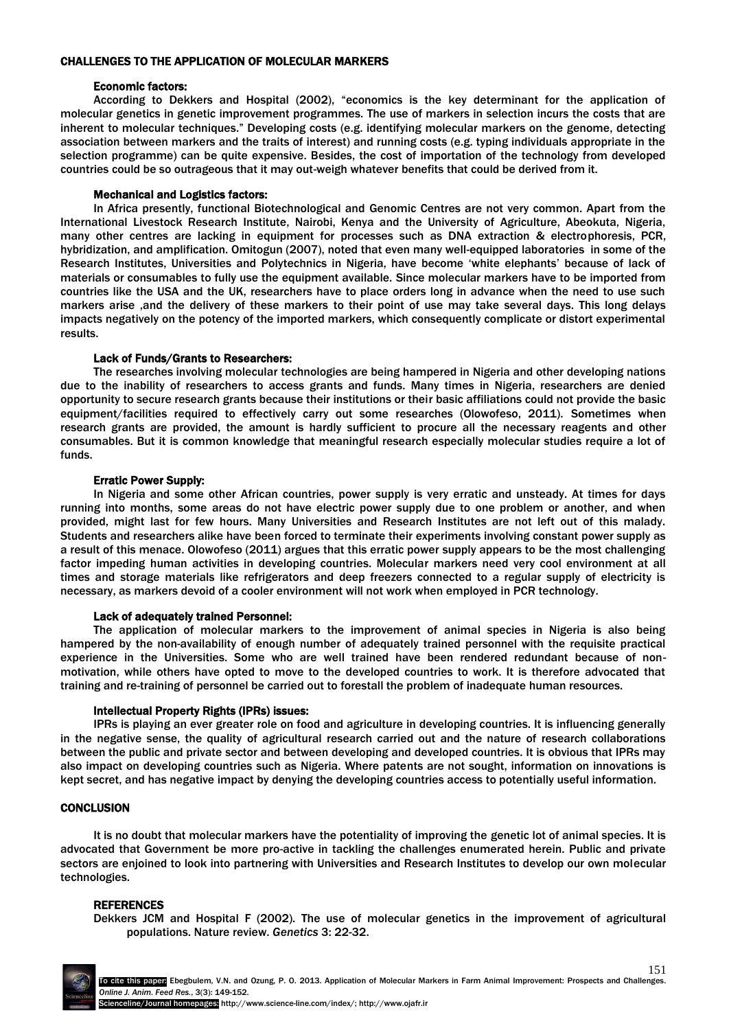## CHALLENGES TO THE APPLICATION OF MOLECULAR MARKERS

### Economic factors:

According to Dekkers and Hospital (2002), "economics is the key determinant for the application of molecular genetics in genetic improvement programmes. The use of markers in selection incurs the costs that are inherent to molecular techniques." Developing costs (e.g. identifying molecular markers on the genome, detecting association between markers and the traits of interest) and running costs (e.g. typing individuals appropriate in the selection programme) can be quite expensive. Besides, the cost of importation of the technology from developed countries could be so outrageous that it may out-weigh whatever benefits that could be derived from it.

### Mechanical and Logistics factors:

In Africa presently, functional Biotechnological and Genomic Centres are not very common. Apart from the International Livestock Research Institute, Nairobi, Kenya and the University of Agriculture, Abeokuta, Nigeria, many other centres are lacking in equipment for processes such as DNA extraction & electrophoresis, PCR, hybridization, and amplification. Omitogun (2007), noted that even many well-equipped laboratories in some of the Research Institutes, Universities and Polytechnics in Nigeria, have become 'white elephants' because of lack of materials or consumables to fully use the equipment available. Since molecular markers have to be imported from countries like the USA and the UK, researchers have to place orders long in advance when the need to use such markers arise ,and the delivery of these markers to their point of use may take several days. This long delays impacts negatively on the potency of the imported markers, which consequently complicate or distort experimental results.

### Lack of Funds/Grants to Researchers:

The researches involving molecular technologies are being hampered in Nigeria and other developing nations due to the inability of researchers to access grants and funds. Many times in Nigeria, researchers are denied opportunity to secure research grants because their institutions or their basic affiliations could not provide the basic equipment/facilities required to effectively carry out some researches (Olowofeso, 2011). Sometimes when research grants are provided, the amount is hardly sufficient to procure all the necessary reagents and other consumables. But it is common knowledge that meaningful research especially molecular studies require a lot of funds.

### Erratic Power Supply:

In Nigeria and some other African countries, power supply is very erratic and unsteady. At times for days running into months, some areas do not have electric power supply due to one problem or another, and when provided, might last for few hours. Many Universities and Research Institutes are not left out of this malady. Students and researchers alike have been forced to terminate their experiments involving constant power supply as a result of this menace. Olowofeso (2011) argues that this erratic power supply appears to be the most challenging factor impeding human activities in developing countries. Molecular markers need very cool environment at all times and storage materials like refrigerators and deep freezers connected to a regular supply of electricity is necessary, as markers devoid of a cooler environment will not work when employed in PCR technology.

### Lack of adequately trained Personnel:

The application of molecular markers to the improvement of animal species in Nigeria is also being hampered by the non-availability of enough number of adequately trained personnel with the requisite practical experience in the Universities. Some who are well trained have been rendered redundant because of non-motivation, while others have opted to move to the developed countries to work. It is therefore advocated that training and re-training of personnel be carried out to forestall the problem of inadequate human resources.

### Intellectual Property Rights (IPRs) issues:

IPRs is playing an ever greater role on food and agriculture in developing countries. It is influencing generally in the negative sense, the quality of agricultural research carried out and the nature of research collaborations between the public and private sector and between developing and developed countries. It is obvious that IPRs may also impact on developing countries such as Nigeria. Where patents are not sought, information on innovations is kept secret, and has negative impact by denying the developing countries access to potentially useful information.

## CONCLUSION

It is no doubt that molecular markers have the potentiality of improving the genetic lot of animal species. It is advocated that Government be more pro-active in tackling the challenges enumerated herein. Public and private sectors are enjoined to look into partnering with Universities and Research Institutes to develop our own molecular technologies.

## REFERENCES

Dekkers JCM and Hospital F (2002). The use of molecular genetics in the improvement of agricultural populations. Nature review. *Genetics* 3: 22-32.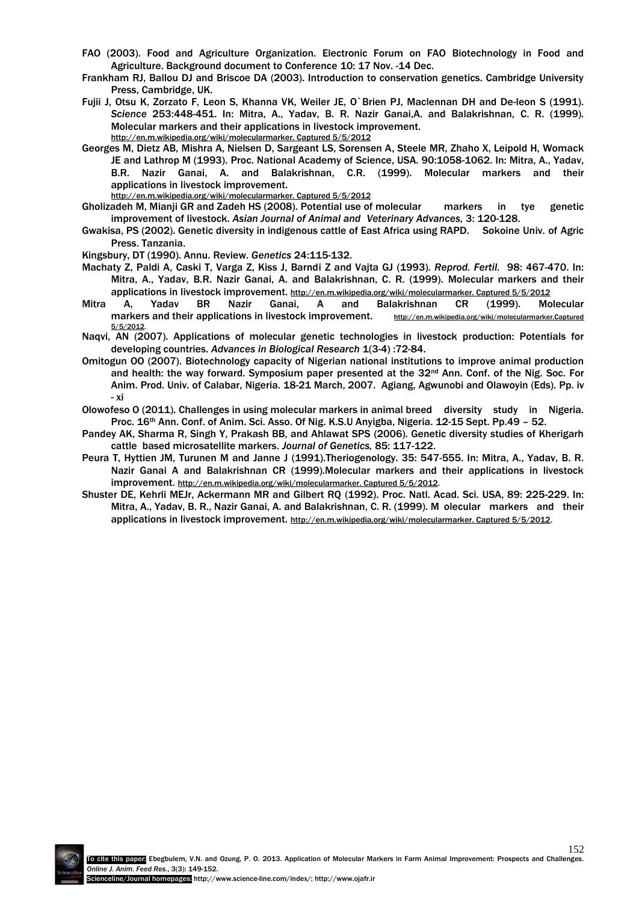FAO (2003). Food and Agriculture Organization. Electronic Forum on FAO Biotechnology in Food and Agriculture. Background document to Conference 10: 17 Nov. -14 Dec.

Frankham RJ, Ballou DJ and Briscoe DA (2003). Introduction to conservation genetics. Cambridge University Press, Cambridge, UK.

Fujii J, Otsu K, Zorzato F, Leon S, Khanna VK, Weiler JE, O`Brien PJ, Maclennan DH and De-leon S (1991). *Science* 253:448-451. In: Mitra, A., Yadav, B. R. Nazir Ganai,A. and Balakrishnan, C. R. (1999). Molecular markers and their applications in livestock improvement. http://en.m.wikipedia.org/wiki/molecularmarker. Captured 5/5/2012

Georges M, Dietz AB, Mishra A, Nielsen D, Sargeant LS, Sorensen A, Steele MR, Zhaho X, Leipold H, Womack JE and Lathrop M (1993). Proc. National Academy of Science, USA. 90:1058-1062. In: Mitra, A., Yadav, B.R. Nazir Ganai, A. and Balakrishnan, C.R. (1999). Molecular markers and their applications in livestock improvement. http://en.m.wikipedia.org/wiki/molecularmarker. Captured 5/5/2012

Gholizadeh M, Mianji GR and Zadeh HS (2008). Potential use of molecular markers in tye genetic improvement of livestock. *Asian Journal of Animal and Veterinary Advances,* 3: 120-128.

Gwakisa, PS (2002). Genetic diversity in indigenous cattle of East Africa using RAPD. Sokoine Univ. of Agric Press. Tanzania.

Kingsbury, DT (1990). Annu. Review. *Genetics* 24:115-132.

Machaty Z, Paldi A, Caski T, Varga Z, Kiss J, Barndi Z and Vajta GJ (1993). *Reprod. Fertil.* 98: 467-470. In: Mitra, A., Yadav, B.R. Nazir Ganai, A. and Balakrishnan, C. R. (1999). Molecular markers and their applications in livestock improvement. http://en.m.wikipedia.org/wiki/molecularmarker. Captured 5/5/2012

Mitra A, Yadav BR Nazir Ganai, A and Balakrishnan CR (1999). Molecular markers and their applications in livestock improvement. http://en.m.wikipedia.org/wiki/molecularmarker.Captured 5/5/2012.

Naqvi, AN (2007). Applications of molecular genetic technologies in livestock production: Potentials for developing countries. *Advances in Biological Research* 1(3-4) :72-84.

Omitogun OO (2007). Biotechnology capacity of Nigerian national institutions to improve animal production and health: the way forward. Symposium paper presented at the 32nd Ann. Conf. of the Nig. Soc. For Anim. Prod. Univ. of Calabar, Nigeria. 18-21 March, 2007. Agiang, Agwunobi and Olawoyin (Eds). Pp. iv - xi

Olowofeso O (2011). Challenges in using molecular markers in animal breed diversity study in Nigeria. Proc. 16th Ann. Conf. of Anim. Sci. Asso. Of Nig. K.S.U Anyigba, Nigeria. 12-15 Sept. Pp.49 – 52.

Pandey AK, Sharma R, Singh Y, Prakash BB, and Ahlawat SPS (2006). Genetic diversity studies of Kherigarh cattle based microsatellite markers. *Journal of Genetics,* 85: 117-122.

Peura T, Hyttien JM, Turunen M and Janne J (1991).Theriogenology. 35: 547-555. In: Mitra, A., Yadav, B. R. Nazir Ganai A and Balakrishnan CR (1999).Molecular markers and their applications in livestock improvement. http://en.m.wikipedia.org/wiki/molecularmarker. Captured 5/5/2012.

Shuster DE, Kehrli MEJr, Ackermann MR and Gilbert RQ (1992). Proc. Natl. Acad. Sci. USA, 89: 225-229. In: Mitra, A., Yadav, B. R., Nazir Ganai, A. and Balakrishnan, C. R. (1999). M olecular markers and their applications in livestock improvement. http://en.m.wikipedia.org/wiki/molecularmarker. Captured 5/5/2012.